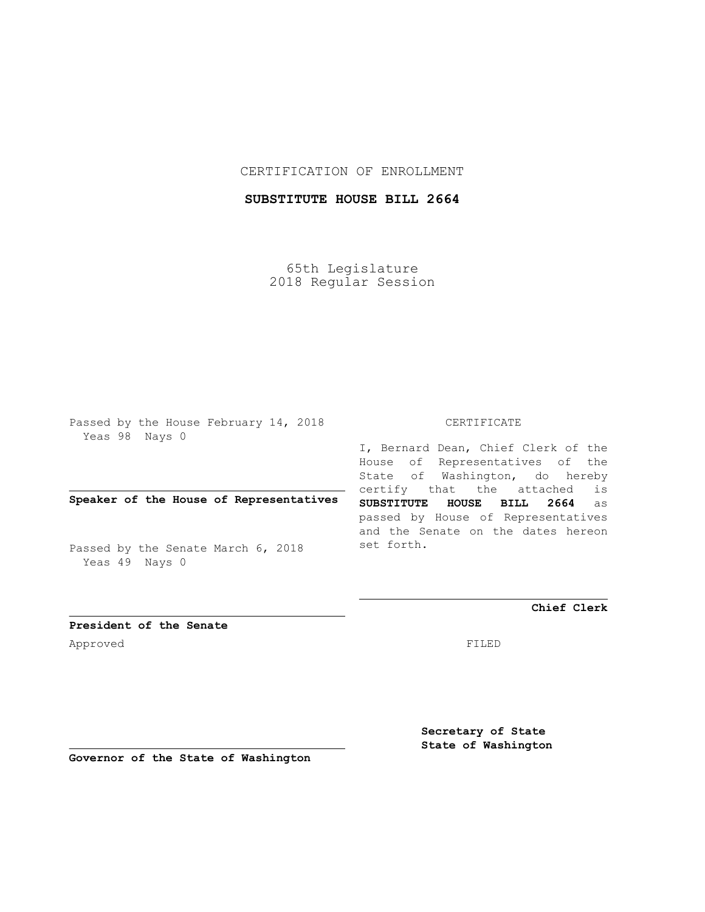CERTIFICATION OF ENROLLMENT

**SUBSTITUTE HOUSE BILL 2664**

65th Legislature
2018 Regular Session

Passed by the House February 14, 2018
Yeas 98 Nays 0

**Speaker of the House of Representatives**

Passed by the Senate March 6, 2018
Yeas 49 Nays 0

**President of the Senate**

Approved

**Governor of the State of Washington**

CERTIFICATE

I, Bernard Dean, Chief Clerk of the House of Representatives of the State of Washington, do hereby certify that the attached is **SUBSTITUTE HOUSE BILL 2664** as passed by House of Representatives and the Senate on the dates hereon set forth.

**Chief Clerk**

FILED

**Secretary of State**
**State of Washington**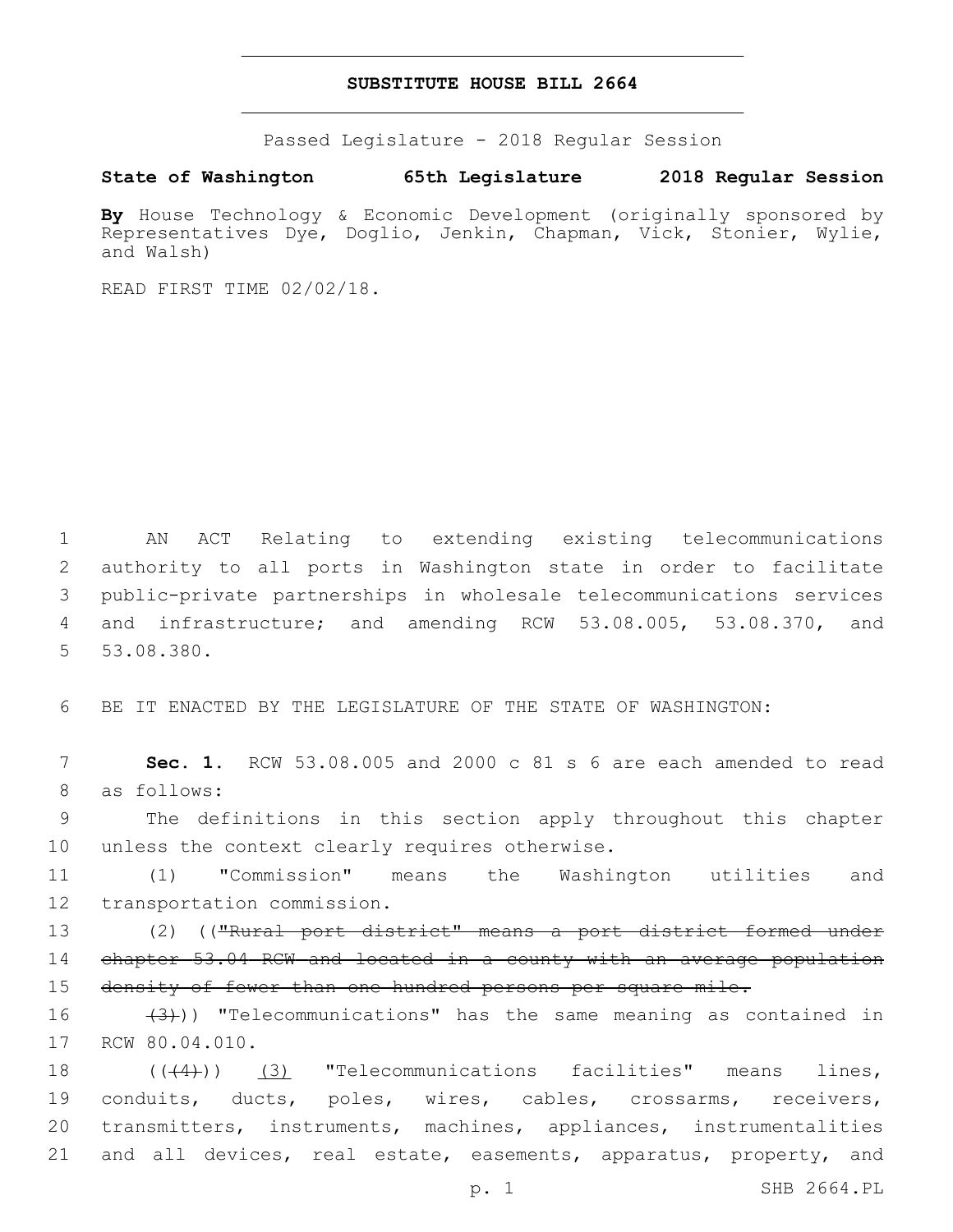# SUBSTITUTE HOUSE BILL 2664

Passed Legislature - 2018 Regular Session

**State of Washington 65th Legislature 2018 Regular Session**

**By** House Technology & Economic Development (originally sponsored by Representatives Dye, Doglio, Jenkin, Chapman, Vick, Stonier, Wylie, and Walsh)

READ FIRST TIME 02/02/18.

1 AN ACT Relating to extending existing telecommunications 2 authority to all ports in Washington state in order to facilitate 3 public-private partnerships in wholesale telecommunications services 4 and infrastructure; and amending RCW 53.08.005, 53.08.370, and 5 53.08.380.

6 BE IT ENACTED BY THE LEGISLATURE OF THE STATE OF WASHINGTON:

7 **Sec. 1.** RCW 53.08.005 and 2000 c 81 s 6 are each amended to read 8 as follows:

9 The definitions in this section apply throughout this chapter 10 unless the context clearly requires otherwise.

11 (1) "Commission" means the Washington utilities and 12 transportation commission.

13 (2) ((~~"Rural port district" means a port district formed under~~ 14 ~~chapter 53.04 RCW and located in a county with an average population~~ 15 ~~density of fewer than one hundred persons per square mile.~~

16 ~~(3)~~)) "Telecommunications" has the same meaning as contained in 17 RCW 80.04.010.

18 ((~~(4)~~)) <u>(3)</u> "Telecommunications facilities" means lines, 19 conduits, ducts, poles, wires, cables, crossarms, receivers, 20 transmitters, instruments, machines, appliances, instrumentalities 21 and all devices, real estate, easements, apparatus, property, and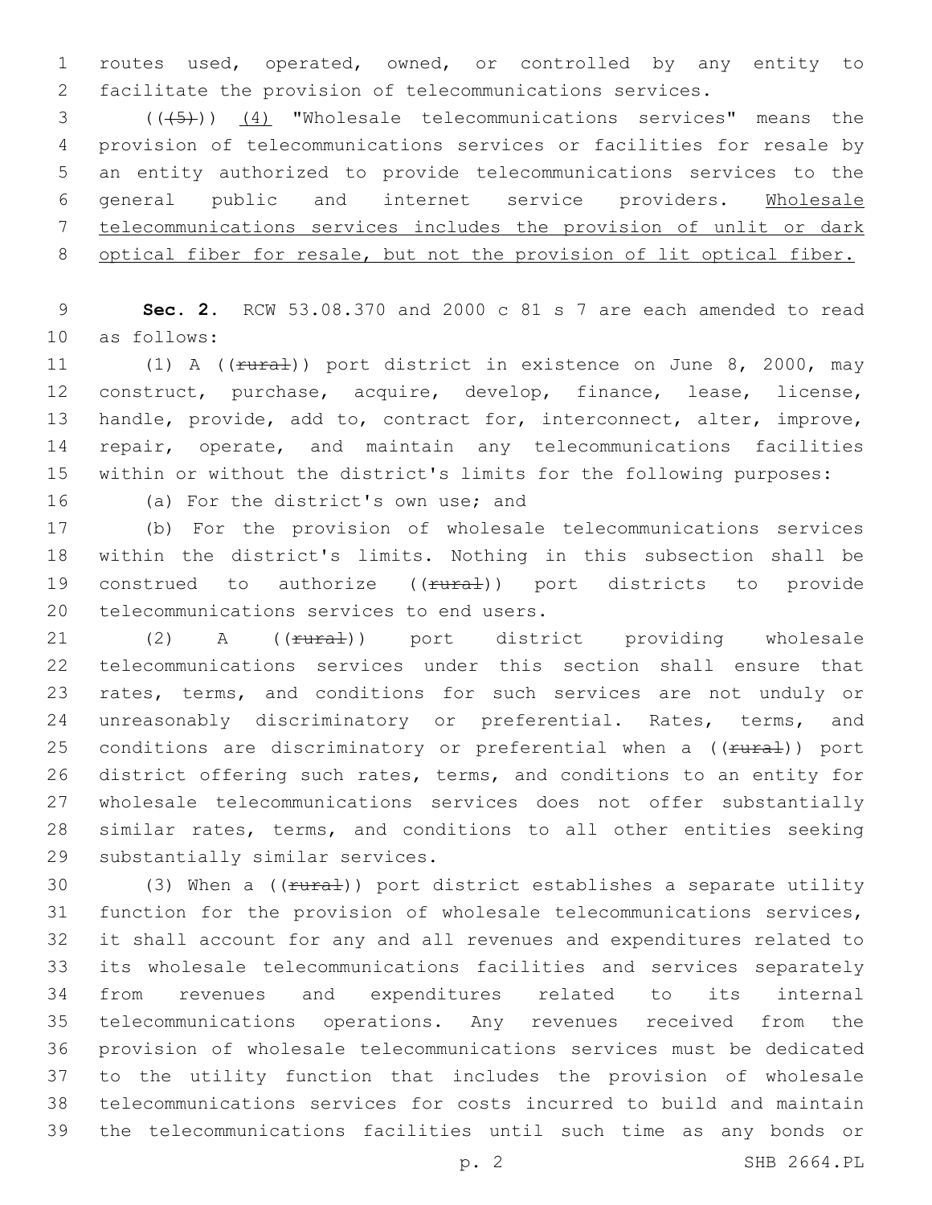routes used, operated, owned, or controlled by any entity to facilitate the provision of telecommunications services.

~~((5))~~ (4) "Wholesale telecommunications services" means the provision of telecommunications services or facilities for resale by an entity authorized to provide telecommunications services to the general public and internet service providers. Wholesale telecommunications services includes the provision of unlit or dark optical fiber for resale, but not the provision of lit optical fiber.

**Sec. 2.** RCW 53.08.370 and 2000 c 81 s 7 are each amended to read as follows:

(1) A ((~~rural~~)) port district in existence on June 8, 2000, may construct, purchase, acquire, develop, finance, lease, license, handle, provide, add to, contract for, interconnect, alter, improve, repair, operate, and maintain any telecommunications facilities within or without the district's limits for the following purposes:

(a) For the district's own use; and

(b) For the provision of wholesale telecommunications services within the district's limits. Nothing in this subsection shall be construed to authorize ((~~rural~~)) port districts to provide telecommunications services to end users.

(2) A ((~~rural~~)) port district providing wholesale telecommunications services under this section shall ensure that rates, terms, and conditions for such services are not unduly or unreasonably discriminatory or preferential. Rates, terms, and conditions are discriminatory or preferential when a ((~~rural~~)) port district offering such rates, terms, and conditions to an entity for wholesale telecommunications services does not offer substantially similar rates, terms, and conditions to all other entities seeking substantially similar services.

(3) When a ((~~rural~~)) port district establishes a separate utility function for the provision of wholesale telecommunications services, it shall account for any and all revenues and expenditures related to its wholesale telecommunications facilities and services separately from revenues and expenditures related to its internal telecommunications operations. Any revenues received from the provision of wholesale telecommunications services must be dedicated to the utility function that includes the provision of wholesale telecommunications services for costs incurred to build and maintain the telecommunications facilities until such time as any bonds or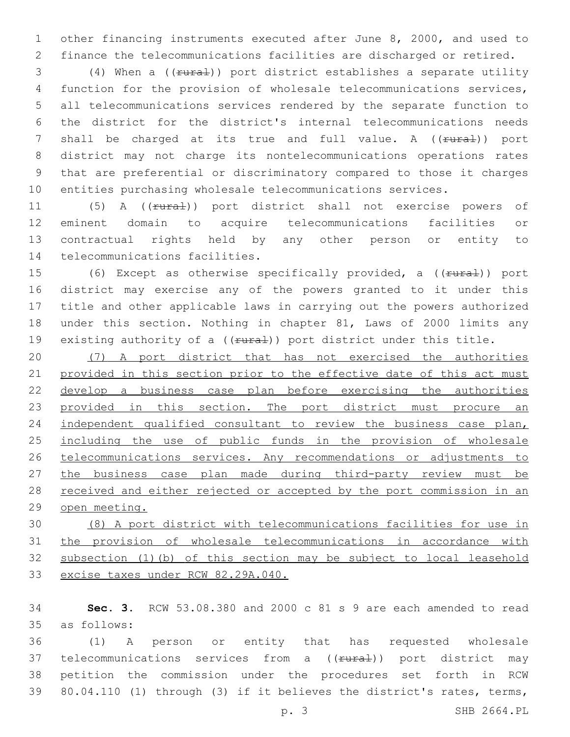other financing instruments executed after June 8, 2000, and used to finance the telecommunications facilities are discharged or retired.

(4) When a ((~~rural~~)) port district establishes a separate utility function for the provision of wholesale telecommunications services, all telecommunications services rendered by the separate function to the district for the district's internal telecommunications needs shall be charged at its true and full value. A ((~~rural~~)) port district may not charge its nontelecommunications operations rates that are preferential or discriminatory compared to those it charges entities purchasing wholesale telecommunications services.

(5) A ((~~rural~~)) port district shall not exercise powers of eminent domain to acquire telecommunications facilities or contractual rights held by any other person or entity to telecommunications facilities.

(6) Except as otherwise specifically provided, a ((~~rural~~)) port district may exercise any of the powers granted to it under this title and other applicable laws in carrying out the powers authorized under this section. Nothing in chapter 81, Laws of 2000 limits any existing authority of a ((~~rural~~)) port district under this title.

<u>(7) A port district that has not exercised the authorities provided in this section prior to the effective date of this act must develop a business case plan before exercising the authorities provided in this section. The port district must procure an independent qualified consultant to review the business case plan, including the use of public funds in the provision of wholesale telecommunications services. Any recommendations or adjustments to the business case plan made during third-party review must be received and either rejected or accepted by the port commission in an open meeting.</u>

<u>(8) A port district with telecommunications facilities for use in the provision of wholesale telecommunications in accordance with subsection (1)(b) of this section may be subject to local leasehold excise taxes under RCW 82.29A.040.</u>

**Sec. 3.** RCW 53.08.380 and 2000 c 81 s 9 are each amended to read as follows:

(1) A person or entity that has requested wholesale telecommunications services from a ((~~rural~~)) port district may petition the commission under the procedures set forth in RCW 80.04.110 (1) through (3) if it believes the district's rates, terms,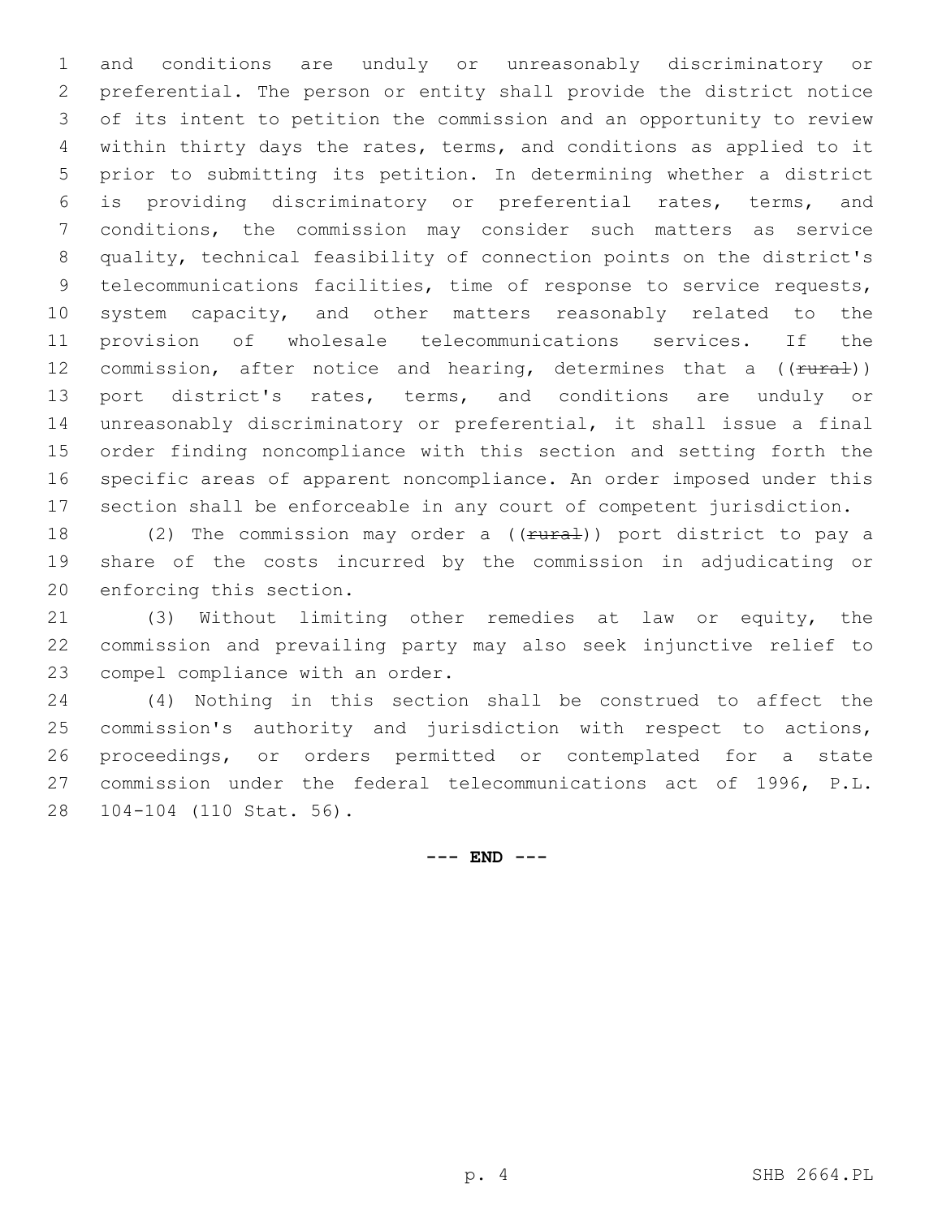and conditions are unduly or unreasonably discriminatory or preferential. The person or entity shall provide the district notice of its intent to petition the commission and an opportunity to review within thirty days the rates, terms, and conditions as applied to it prior to submitting its petition. In determining whether a district is providing discriminatory or preferential rates, terms, and conditions, the commission may consider such matters as service quality, technical feasibility of connection points on the district's telecommunications facilities, time of response to service requests, system capacity, and other matters reasonably related to the provision of wholesale telecommunications services. If the commission, after notice and hearing, determines that a ((~~rural~~)) port district's rates, terms, and conditions are unduly or unreasonably discriminatory or preferential, it shall issue a final order finding noncompliance with this section and setting forth the specific areas of apparent noncompliance. An order imposed under this section shall be enforceable in any court of competent jurisdiction.

(2) The commission may order a ((~~rural~~)) port district to pay a share of the costs incurred by the commission in adjudicating or enforcing this section.

(3) Without limiting other remedies at law or equity, the commission and prevailing party may also seek injunctive relief to compel compliance with an order.

(4) Nothing in this section shall be construed to affect the commission's authority and jurisdiction with respect to actions, proceedings, or orders permitted or contemplated for a state commission under the federal telecommunications act of 1996, P.L. 104-104 (110 Stat. 56).

**--- END ---**